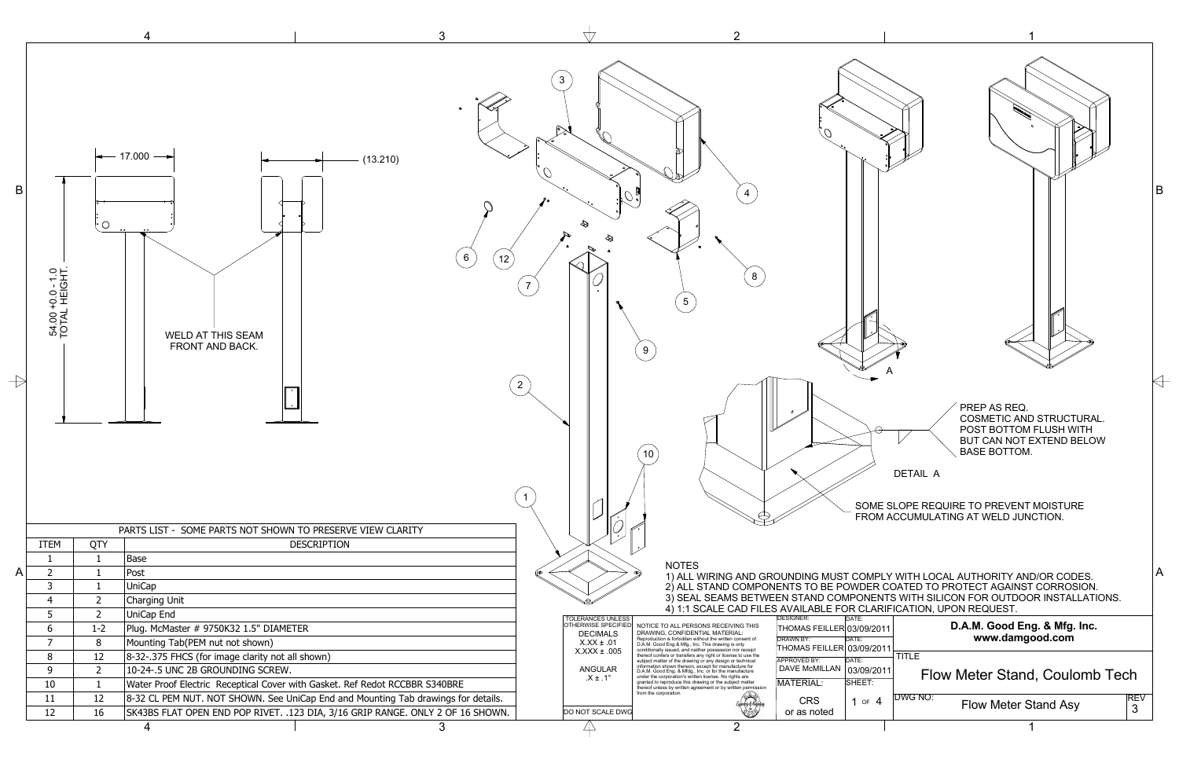17.000

(13.210)

54.00 +0.0 - 1.0 TOTAL HEIGHT.

WELD AT THIS SEAM FRONT AND BACK.

PREP AS REQ. COSMETIC AND STRUCTURAL. POST BOTTOM FLUSH WITH BUT CAN NOT EXTEND BELOW BASE BOTTOM.

DETAIL A

SOME SLOPE REQUIRE TO PREVENT MOISTURE FROM ACCUMULATING AT WELD JUNCTION.

| PARTS LIST - SOME PARTS NOT SHOWN TO PRESERVE VIEW CLARITY | | |
|---|---|---|
| ITEM | QTY | DESCRIPTION |
| 1 | 1 | Base |
| 2 | 1 | Post |
| 3 | 1 | UniCap |
| 4 | 2 | Charging Unit |
| 5 | 2 | UniCap End |
| 6 | 1-2 | Plug. McMaster # 9750K32 1.5" DIAMETER |
| 7 | 8 | Mounting Tab(PEM nut not shown) |
| 8 | 12 | 8-32-.375 FHCS (for image clarity not all shown) |
| 9 | 2 | 10-24-.5 UNC 2B GROUNDING SCREW. |
| 10 | 1 | Water Proof Electric Receptical Cover with Gasket. Ref Redot RCCBBR S340BRE |
| 11 | 12 | 8-32 CL PEM NUT. NOT SHOWN. See UniCap End and Mounting Tab drawings for details. |
| 12 | 16 | SK43BS FLAT OPEN END POP RIVET. .123 DIA, 3/16 GRIP RANGE. ONLY 2 OF 16 SHOWN. |

NOTES
1) ALL WIRING AND GROUNDING MUST COMPLY WITH LOCAL AUTHORITY AND/OR CODES.
2) ALL STAND COMPONENTS TO BE POWDER COATED TO PROTECT AGAINST CORROSION.
3) SEAL SEAMS BETWEEN STAND COMPONENTS WITH SILICON FOR OUTDOOR INSTALLATIONS.
4) 1:1 SCALE CAD FILES AVAILABLE FOR CLARIFICATION, UPON REQUEST.

TOLERANCES UNLESS OTHERWISE SPECIFIED
DECIMALS
X.XX ± .01
X.XXX ± .005
ANGULAR
.X ± .1°
DO NOT SCALE DWG

NOTICE TO ALL PERSONS RECEIVING THIS DRAWING, CONFIDENTIAL MATERIAL: Reproduction is forbidden without the written consent of D.A.M. Good Eng.& Mfg., Inc. This drawing is only conditionally issued, and neither possession nor receipt thereof confers or transfers any right or license to use the subject matter of the drawing or any design or technical information shown thereon, except for manufacture for D.A.M. Good Eng. & Mfg., Inc. or for the manufacture under the corporation's written license. No rights are granted to reproduce this drawing or the subject matter thereof unless by written agreement or by written permission from the corporation.

| DESIGNER: | DATE: |
|---|---|
| THOMAS FEILLER | 03/09/2011 |
| DRAWN BY: | DATE: |
| THOMAS FEILLER | 03/09/2011 |
| APPROVED BY: | DATE: |
| DAVE McMILLAN | 03/09/2011 |
| MATERIAL: | SHEET: |
| CRS or as noted | 1 OF 4 |

**D.A.M. Good Eng. & Mfg. Inc.**
**www.damgood.com**

TITLE
Flow Meter Stand, Coulomb Tech

DWG NO: Flow Meter Stand Asy

REV 3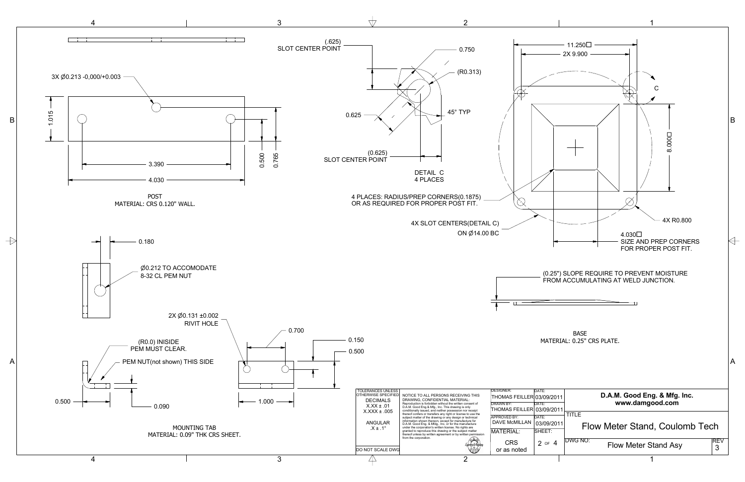## POST

MATERIAL: CRS 0.120" WALL.

- 3X Ø0.213 -0,000/+0.003
- 1.015
- 0.500
- 0.765
- 3.390
- 4.030

## MOUNTING TAB

MATERIAL: 0.09" THK CRS SHEET.

- 0.180
- Ø0.212 TO ACCOMODATE 8-32 CL PEM NUT
- (R0.0) INISIDE PEM MUST CLEAR.
- PEM NUT(not shown) THIS SIDE
- 0.500
- 0.090
- 2X Ø0.131 ±0.002 RIVIT HOLE
- 0.700
- 0.150
- 0.500
- 1.000

## DETAIL C

4 PLACES

- (.625) SLOT CENTER POINT
- 0.750
- (R0.313)
- 0.625
- 45° TYP
- (0.625) SLOT CENTER POINT

## BASE

MATERIAL: 0.25" CRS PLATE.

- 11.250□
- 2X 9.900
- C
- 8.000□
- 4 PLACES: RADIUS/PREP CORNERS(0.1875) OR AS REQUIRED FOR PROPER POST FIT.
- 4X R0.800
- 4X SLOT CENTERS(DETAIL C) ON Ø14.00 BC
- 4.030□ SIZE AND PREP CORNERS FOR PROPER POST FIT.
- (0.25") SLOPE REQUIRE TO PREVENT MOISTURE FROM ACCUMULATING AT WELD JUNCTION.

| TOLERANCES UNLESS OTHERWISE SPECIFIED | NOTICE TO ALL PERSONS RECEIVING THIS DRAWING, CONFIDENTIAL MATERIAL: Reproduction is forbidden without the written consent of D.A.M. Good Eng.& Mfg., Inc. This drawing is only conditionally issued, and neither possession nor receipt thereof confers or transfers any right or license to use the subject matter of the drawing or any design or technical information shown thereon, except for manufacture for D.A.M. Good Eng. & Mfg., Inc. or for the manufacture under the corporation's written license. No rights are granted to reproduce this drawing or the subject matter thereof unless by written agreement or by written permission from the corporation. | DESIGNER: THOMAS FEILLER | DATE: 03/09/2011 | D.A.M. Good Eng. & Mfg. Inc. www.damgood.com |
|---|---|---|---|---|
| DECIMALS X.XX ± .01 X.XXX ± .005 | | DRAWN BY: THOMAS FEILLER | DATE: 03/09/2011 | TITLE: Flow Meter Stand, Coulomb Tech |
| ANGULAR .X ± .1° | | APPROVED BY: DAVE McMILLAN | DATE: 03/09/2011 | |
| DO NOT SCALE DWG | | MATERIAL: CRS or as noted | SHEET: 2 OF 4 | DWG NO: Flow Meter Stand Asy — REV 3 |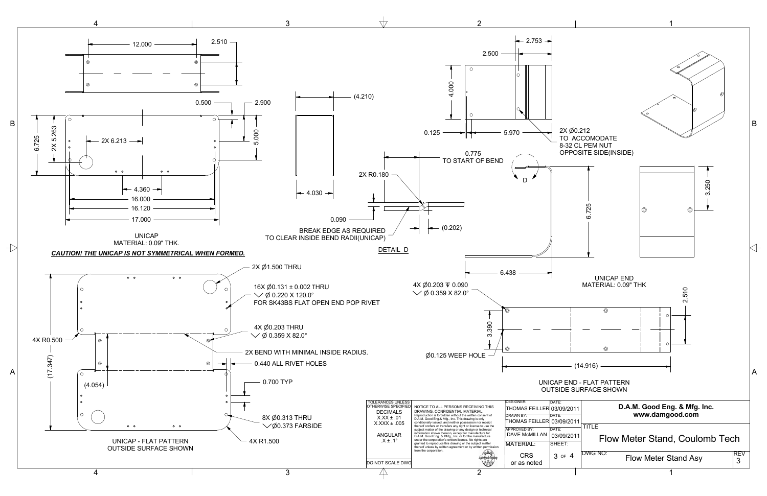## UNICAP

MATERIAL: 0.09" THK.

***CAUTION! THE UNICAP IS NOT SYMMETRICAL WHEN FORMED.***

Dimensions: 12.000, 2.510, 0.500, 2.900, 5.000, 6.725, 2X 5.263, 2X 6.213, 4.360, 16.000, 16.120, 17.000, (4.210), 4.030

## DETAIL D

- 0.775 TO START OF BEND
- 2X R0.180
- 0.090
- (0.202)
- BREAK EDGE AS REQUIRED TO CLEAR INSIDE BEND RADII(UNICAP)

## UNICAP - FLAT PATTERN

OUTSIDE SURFACE SHOWN

- 2X Ø1.500 THRU
- 16X Ø0.131 ± 0.002 THRU, ⌵ Ø 0.220 X 120.0°, FOR SK43BS FLAT OPEN END POP RIVET
- 4X Ø0.203 THRU, ⌵ Ø 0.359 X 82.0°
- 2X BEND WITH MINIMAL INSIDE RADIUS.
- 0.440 ALL RIVET HOLES
- 0.700 TYP
- 8X Ø0.313 THRU, ⌵Ø0.373 FARSIDE
- 4X R1.500
- 4X R0.500
- (17.347)
- (4.054)

## UNICAP END

MATERIAL: 0.09" THK

Dimensions: 2.753, 2.500, 4.000, 0.125, 5.970, 6.725, 6.438, 3.250

- 2X Ø0.212 TO ACCOMODATE 8-32 CL PEM NUT OPPOSITE SIDE(INSIDE)

## UNICAP END - FLAT PATTERN

OUTSIDE SURFACE SHOWN

- 4X Ø0.203 ↧ 0.090, ⌵ Ø 0.359 X 82.0°
- 3.390
- 2.510
- Ø0.125 WEEP HOLE
- (14.916)

| TOLERANCES UNLESS OTHERWISE SPECIFIED | NOTICE | DESIGNER: THOMAS FEILLER | DATE: 03/09/2011 | D.A.M. Good Eng. & Mfg. Inc. www.damgood.com |
|---|---|---|---|---|
| DECIMALS X.XX ± .01, X.XXX ± .005 | NOTICE TO ALL PERSONS RECEIVING THIS DRAWING, CONFIDENTIAL MATERIAL: Reproduction is forbidden without the written consent of D.A.M. Good Eng.& Mfg., Inc. This drawing is only conditionally issued, and neither possession nor receipt thereof confers or transfers any right or license to use the subject matter of the drawing or any design or technical information shown thereon, except for manufacture for D.A.M. Good Eng. & Mfg., Inc. or for the manufacture under the corporation's written license. No rights are granted to reproduce this drawing or the subject matter thereof unless by written agreement or by written permission from the corporation. | DRAWN BY: THOMAS FEILLER | DATE: 03/09/2011 | TITLE: Flow Meter Stand, Coulomb Tech |
| ANGULAR .X ± .1° | | APPROVED BY: DAVE McMILLAN | DATE: 03/09/2011 | |
| DO NOT SCALE DWG | | MATERIAL: CRS or as noted | SHEET: 3 OF 4 | DWG NO: Flow Meter Stand Asy — REV 3 |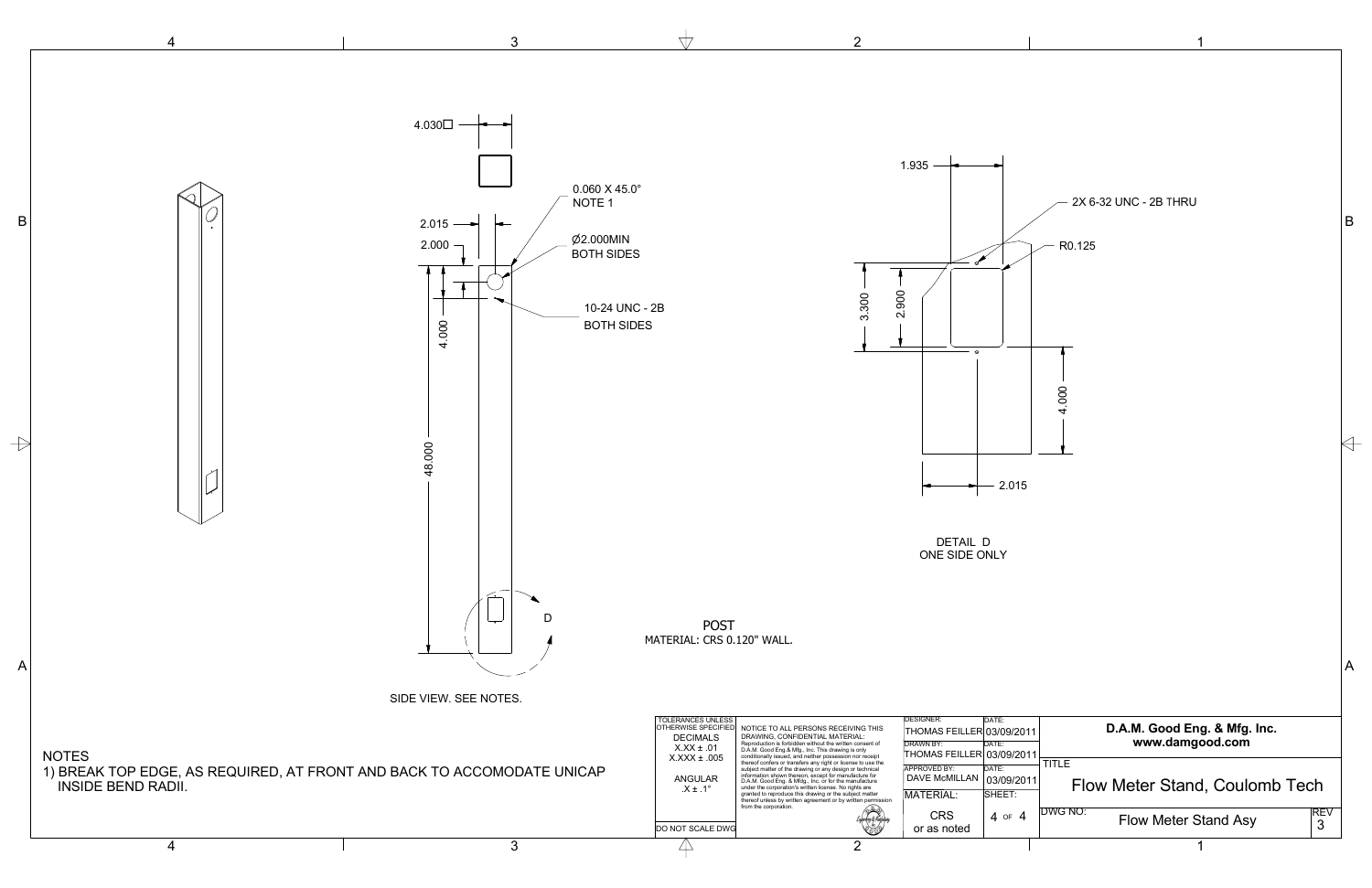4.030□

0.060 X 45.0°
NOTE 1

2.015

2.000

Ø2.000MIN
BOTH SIDES

10-24 UNC - 2B
BOTH SIDES

4.000

48.000

D

SIDE VIEW. SEE NOTES.

POST
MATERIAL: CRS 0.120" WALL.

1.935

2X 6-32 UNC - 2B THRU

R0.125

3.300

2.900

4.000

2.015

DETAIL D
ONE SIDE ONLY

NOTES
1) BREAK TOP EDGE, AS REQUIRED, AT FRONT AND BACK TO ACCOMODATE UNICAP INSIDE BEND RADII.

| | | | | |
|---|---|---|---|---|
| TOLERANCES UNLESS OTHERWISE SPECIFIED<br>DECIMALS<br>X.XX ± .01<br>X.XXX ± .005<br>ANGULAR<br>.X ± .1° | NOTICE TO ALL PERSONS RECEIVING THIS DRAWING, CONFIDENTIAL MATERIAL: Reproduction is forbidden without the written consent of D.A.M. Good Eng.& Mfg., Inc. This drawing is only conditionally issued, and neither possession nor receipt thereof confers or transfers any right or license to use the subject matter of the drawing or any design or technical information shown thereon, except for manufacture for D.A.M. Good Eng. & Mfg., Inc. or for the manufacture under the corporation's written license. No rights are granted to reproduce this drawing or the subject matter thereof unless by written agreement or by written permission from the corporation. | DESIGNER: THOMAS FEILLER | DATE: 03/09/2011 | D.A.M. Good Eng. & Mfg. Inc.<br>www.damgood.com |
| | | DRAWN BY: THOMAS FEILLER | DATE: 03/09/2011 | TITLE<br>Flow Meter Stand, Coulomb Tech |
| | | APPROVED BY: DAVE McMILLAN | DATE: 03/09/2011 | |
| DO NOT SCALE DWG | | MATERIAL: CRS or as noted | SHEET: 4 OF 4 | DWG NO: Flow Meter Stand Asy — REV 3 |